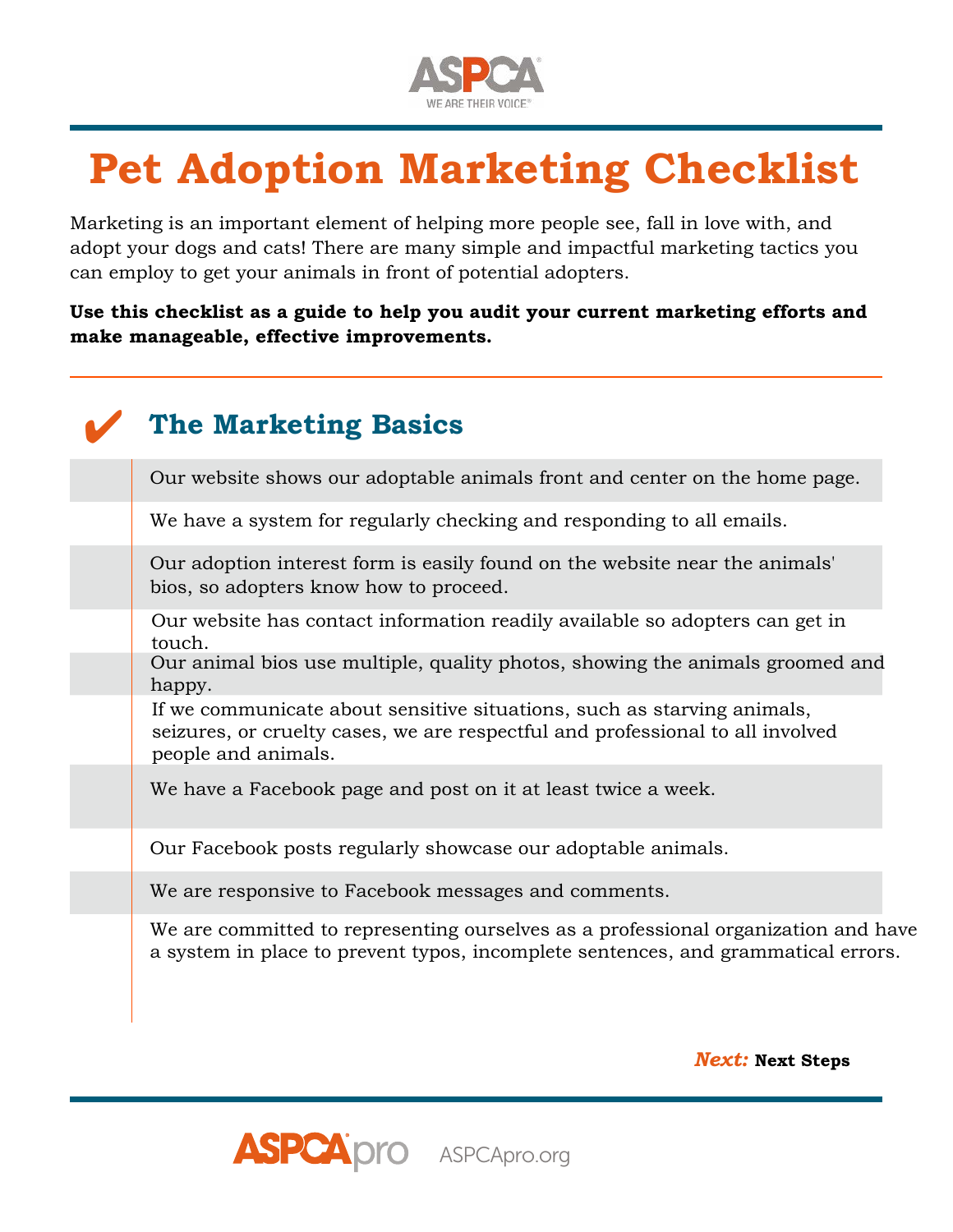# Pet Adoption Marketing Checklist

Marketing is an important element of helping more people see, fall in love with, and adopt your dogs and cats! There are many simple and impactful marketing tactics you can employ to get your animals in front of potential adopters.

**Use this checklist as a guide to help you audit your current marketing efforts and make manageable, effective improvements.**

## ✔ The Marketing Basics

- [ ] Our website shows our adoptable animals front and center on the home page.
- [ ] We have a system for regularly checking and responding to all emails.
- [ ] Our adoption interest form is easily found on the website near the animals' bios, so adopters know how to proceed.
- [ ] Our website has contact information readily available so adopters can get in touch.
- [ ] Our animal bios use multiple, quality photos, showing the animals groomed and happy.
- [ ] If we communicate about sensitive situations, such as starving animals, seizures, or cruelty cases, we are respectful and professional to all involved people and animals.
- [ ] We have a Facebook page and post on it at least twice a week.
- [ ] Our Facebook posts regularly showcase our adoptable animals.
- [ ] We are responsive to Facebook messages and comments.
- [ ] We are committed to representing ourselves as a professional organization and have a system in place to prevent typos, incomplete sentences, and grammatical errors.

***Next:*** **Next Steps**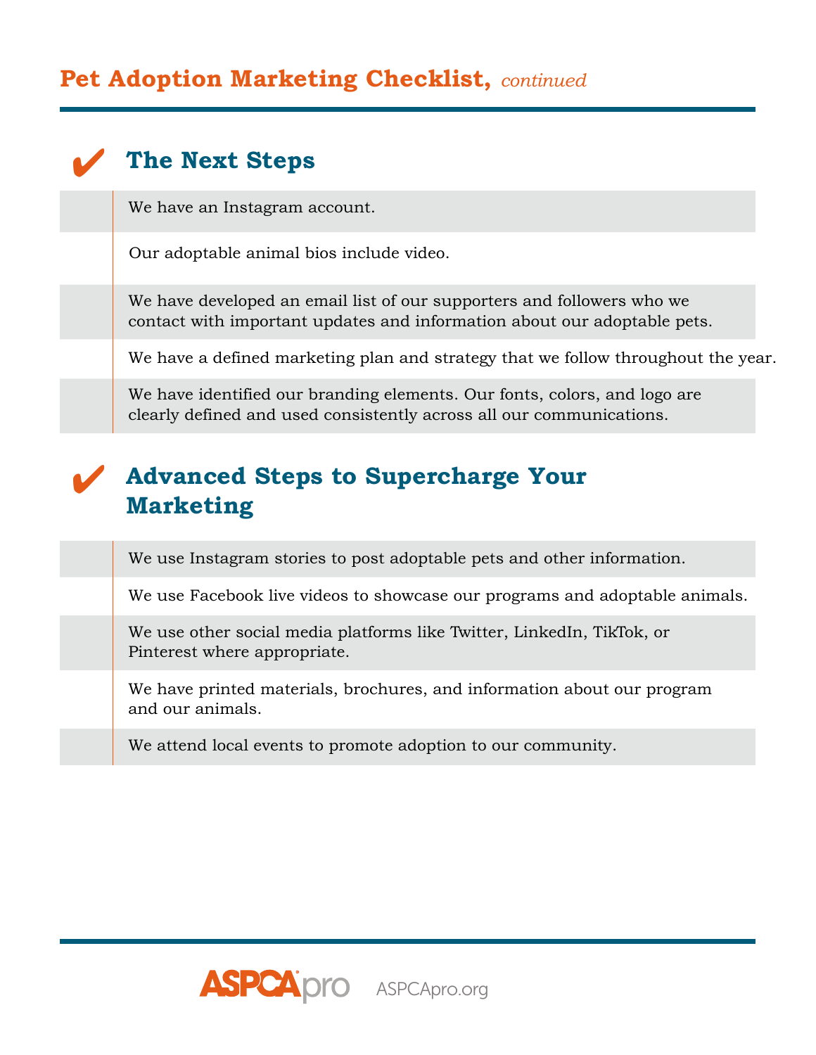## Pet Adoption Marketing Checklist, *continued*

### ✔ The Next Steps

- We have an Instagram account.
- Our adoptable animal bios include video.
- We have developed an email list of our supporters and followers who we contact with important updates and information about our adoptable pets.
- We have a defined marketing plan and strategy that we follow throughout the year.
- We have identified our branding elements. Our fonts, colors, and logo are clearly defined and used consistently across all our communications.

### ✔ Advanced Steps to Supercharge Your Marketing

- We use Instagram stories to post adoptable pets and other information.
- We use Facebook live videos to showcase our programs and adoptable animals.
- We use other social media platforms like Twitter, LinkedIn, TikTok, or Pinterest where appropriate.
- We have printed materials, brochures, and information about our program and our animals.
- We attend local events to promote adoption to our community.

ASPCApro ASPCApro.org